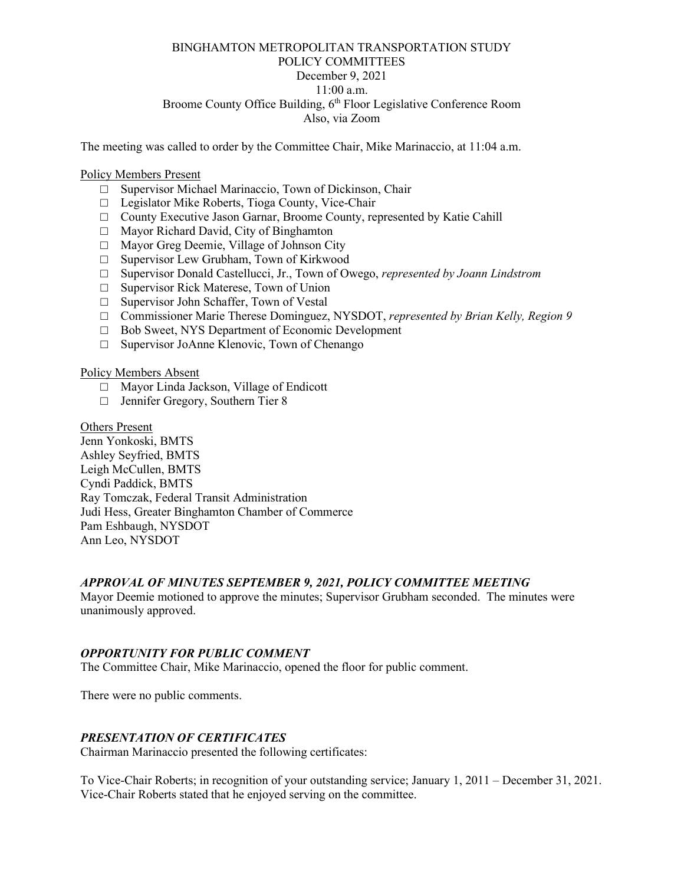BINGHAMTON METROPOLITAN TRANSPORTATION STUDY
POLICY COMMITTEES
December 9, 2021
11:00 a.m.
Broome County Office Building, 6th Floor Legislative Conference Room
Also, via Zoom

The meeting was called to order by the Committee Chair, Mike Marinaccio, at 11:04 a.m.

Policy Members Present

- □ Supervisor Michael Marinaccio, Town of Dickinson, Chair
- □ Legislator Mike Roberts, Tioga County, Vice-Chair
- □ County Executive Jason Garnar, Broome County, represented by Katie Cahill
- □ Mayor Richard David, City of Binghamton
- □ Mayor Greg Deemie, Village of Johnson City
- □ Supervisor Lew Grubham, Town of Kirkwood
- □ Supervisor Donald Castellucci, Jr., Town of Owego, *represented by Joann Lindstrom*
- □ Supervisor Rick Materese, Town of Union
- □ Supervisor John Schaffer, Town of Vestal
- □ Commissioner Marie Therese Dominguez, NYSDOT, *represented by Brian Kelly, Region 9*
- □ Bob Sweet, NYS Department of Economic Development
- □ Supervisor JoAnne Klenovic, Town of Chenango

Policy Members Absent

- □ Mayor Linda Jackson, Village of Endicott
- □ Jennifer Gregory, Southern Tier 8

Others Present

Jenn Yonkoski, BMTS
Ashley Seyfried, BMTS
Leigh McCullen, BMTS
Cyndi Paddick, BMTS
Ray Tomczak, Federal Transit Administration
Judi Hess, Greater Binghamton Chamber of Commerce
Pam Eshbaugh, NYSDOT
Ann Leo, NYSDOT

### *APPROVAL OF MINUTES SEPTEMBER 9, 2021, POLICY COMMITTEE MEETING*

Mayor Deemie motioned to approve the minutes; Supervisor Grubham seconded. The minutes were unanimously approved.

### *OPPORTUNITY FOR PUBLIC COMMENT*

The Committee Chair, Mike Marinaccio, opened the floor for public comment.

There were no public comments.

### *PRESENTATION OF CERTIFICATES*

Chairman Marinaccio presented the following certificates:

To Vice-Chair Roberts; in recognition of your outstanding service; January 1, 2011 – December 31, 2021. Vice-Chair Roberts stated that he enjoyed serving on the committee.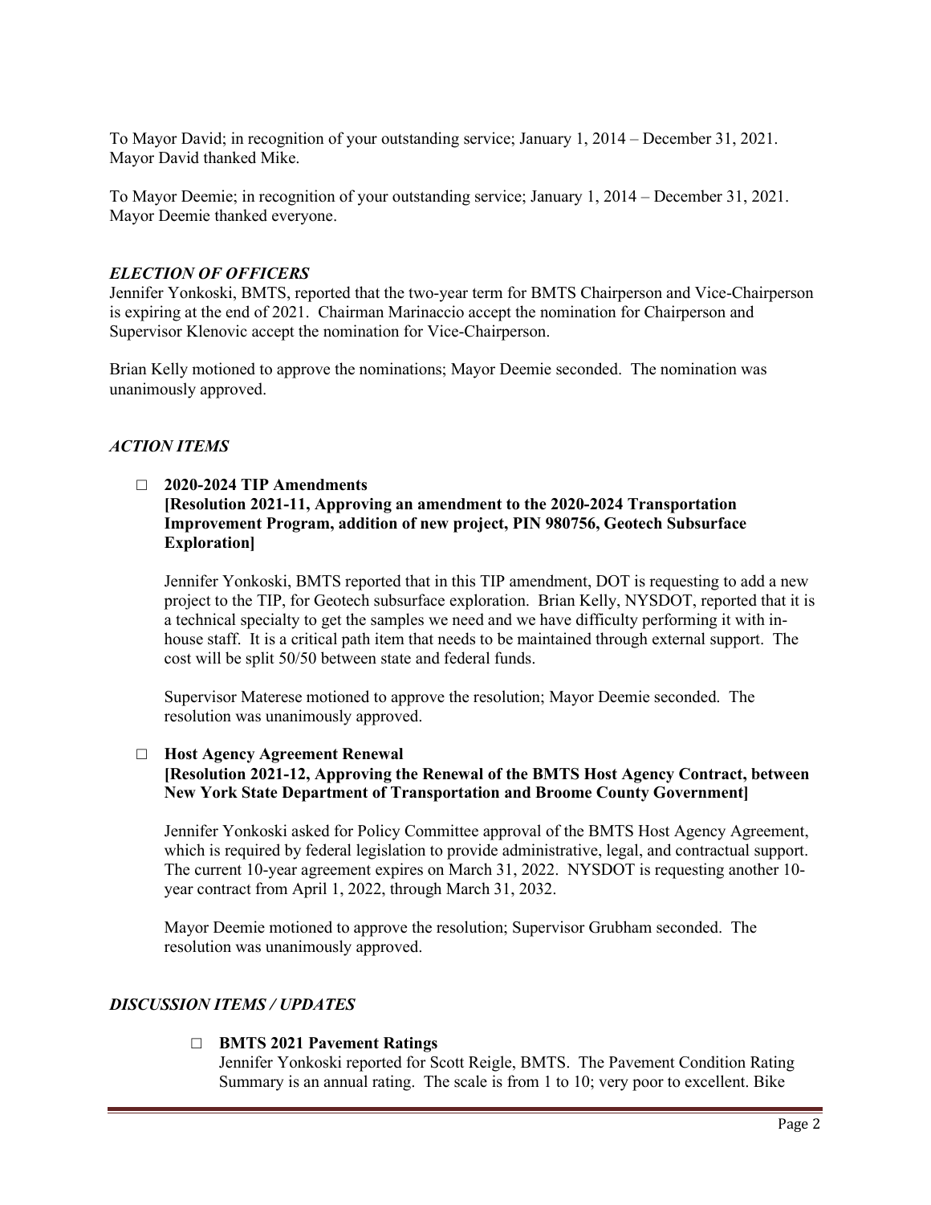To Mayor David; in recognition of your outstanding service; January 1, 2014 – December 31, 2021. Mayor David thanked Mike.

To Mayor Deemie; in recognition of your outstanding service; January 1, 2014 – December 31, 2021. Mayor Deemie thanked everyone.

### *ELECTION OF OFFICERS*

Jennifer Yonkoski, BMTS, reported that the two-year term for BMTS Chairperson and Vice-Chairperson is expiring at the end of 2021. Chairman Marinaccio accept the nomination for Chairperson and Supervisor Klenovic accept the nomination for Vice-Chairperson.

Brian Kelly motioned to approve the nominations; Mayor Deemie seconded. The nomination was unanimously approved.

### *ACTION ITEMS*

- **2020-2024 TIP Amendments**
  **[Resolution 2021-11, Approving an amendment to the 2020-2024 Transportation Improvement Program, addition of new project, PIN 980756, Geotech Subsurface Exploration]**

  Jennifer Yonkoski, BMTS reported that in this TIP amendment, DOT is requesting to add a new project to the TIP, for Geotech subsurface exploration. Brian Kelly, NYSDOT, reported that it is a technical specialty to get the samples we need and we have difficulty performing it with in-house staff. It is a critical path item that needs to be maintained through external support. The cost will be split 50/50 between state and federal funds.

  Supervisor Materese motioned to approve the resolution; Mayor Deemie seconded. The resolution was unanimously approved.

- **Host Agency Agreement Renewal**
  **[Resolution 2021-12, Approving the Renewal of the BMTS Host Agency Contract, between New York State Department of Transportation and Broome County Government]**

  Jennifer Yonkoski asked for Policy Committee approval of the BMTS Host Agency Agreement, which is required by federal legislation to provide administrative, legal, and contractual support. The current 10-year agreement expires on March 31, 2022. NYSDOT is requesting another 10-year contract from April 1, 2022, through March 31, 2032.

  Mayor Deemie motioned to approve the resolution; Supervisor Grubham seconded. The resolution was unanimously approved.

### *DISCUSSION ITEMS / UPDATES*

- **BMTS 2021 Pavement Ratings**
  Jennifer Yonkoski reported for Scott Reigle, BMTS. The Pavement Condition Rating Summary is an annual rating. The scale is from 1 to 10; very poor to excellent. Bike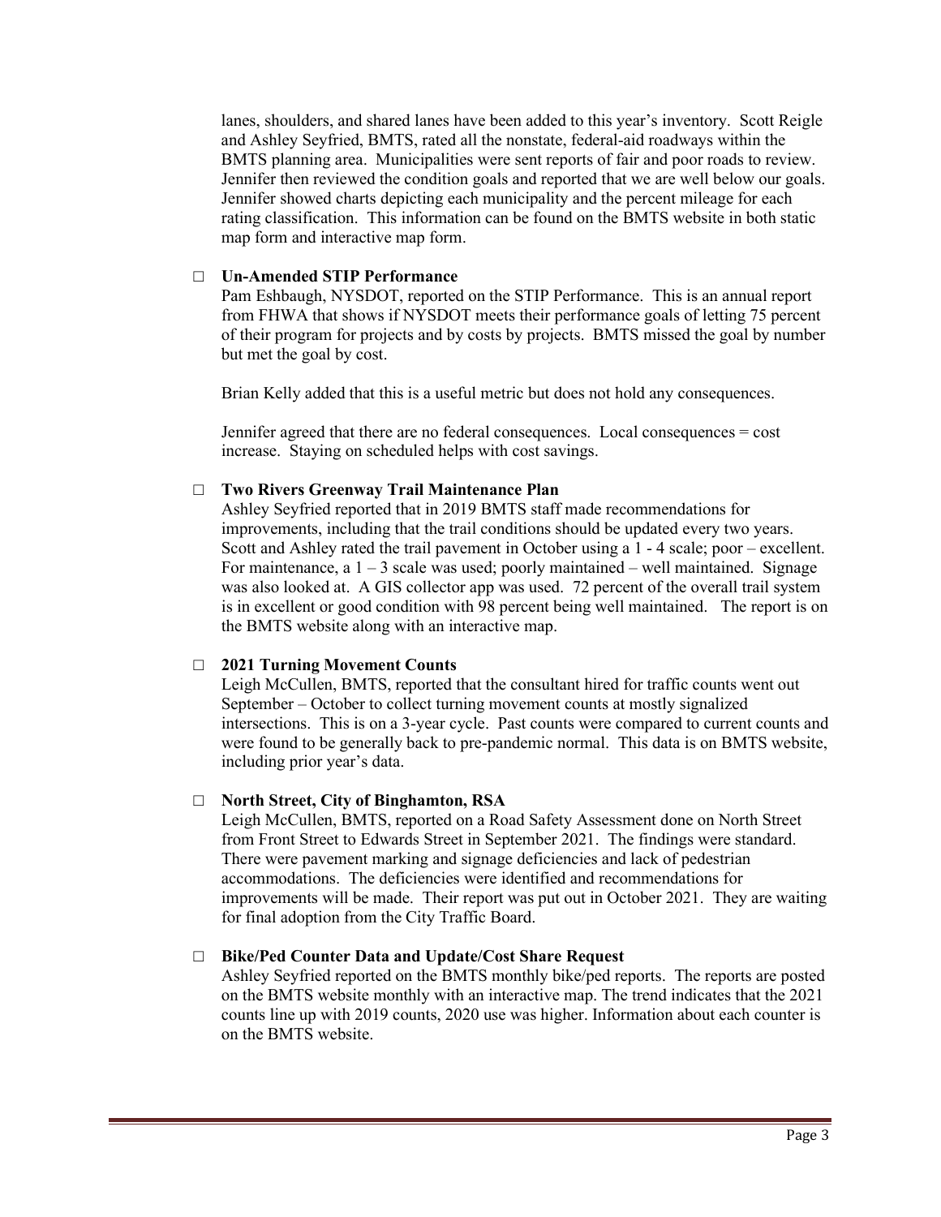lanes, shoulders, and shared lanes have been added to this year's inventory. Scott Reigle and Ashley Seyfried, BMTS, rated all the nonstate, federal-aid roadways within the BMTS planning area. Municipalities were sent reports of fair and poor roads to review. Jennifer then reviewed the condition goals and reported that we are well below our goals. Jennifer showed charts depicting each municipality and the percent mileage for each rating classification. This information can be found on the BMTS website in both static map form and interactive map form.

- **Un-Amended STIP Performance**

  Pam Eshbaugh, NYSDOT, reported on the STIP Performance. This is an annual report from FHWA that shows if NYSDOT meets their performance goals of letting 75 percent of their program for projects and by costs by projects. BMTS missed the goal by number but met the goal by cost.

  Brian Kelly added that this is a useful metric but does not hold any consequences.

  Jennifer agreed that there are no federal consequences. Local consequences = cost increase. Staying on scheduled helps with cost savings.

- **Two Rivers Greenway Trail Maintenance Plan**

  Ashley Seyfried reported that in 2019 BMTS staff made recommendations for improvements, including that the trail conditions should be updated every two years. Scott and Ashley rated the trail pavement in October using a 1 - 4 scale; poor – excellent. For maintenance, a 1 – 3 scale was used; poorly maintained – well maintained. Signage was also looked at. A GIS collector app was used. 72 percent of the overall trail system is in excellent or good condition with 98 percent being well maintained. The report is on the BMTS website along with an interactive map.

- **2021 Turning Movement Counts**

  Leigh McCullen, BMTS, reported that the consultant hired for traffic counts went out September – October to collect turning movement counts at mostly signalized intersections. This is on a 3-year cycle. Past counts were compared to current counts and were found to be generally back to pre-pandemic normal. This data is on BMTS website, including prior year's data.

- **North Street, City of Binghamton, RSA**

  Leigh McCullen, BMTS, reported on a Road Safety Assessment done on North Street from Front Street to Edwards Street in September 2021. The findings were standard. There were pavement marking and signage deficiencies and lack of pedestrian accommodations. The deficiencies were identified and recommendations for improvements will be made. Their report was put out in October 2021. They are waiting for final adoption from the City Traffic Board.

- **Bike/Ped Counter Data and Update/Cost Share Request**

  Ashley Seyfried reported on the BMTS monthly bike/ped reports. The reports are posted on the BMTS website monthly with an interactive map. The trend indicates that the 2021 counts line up with 2019 counts, 2020 use was higher. Information about each counter is on the BMTS website.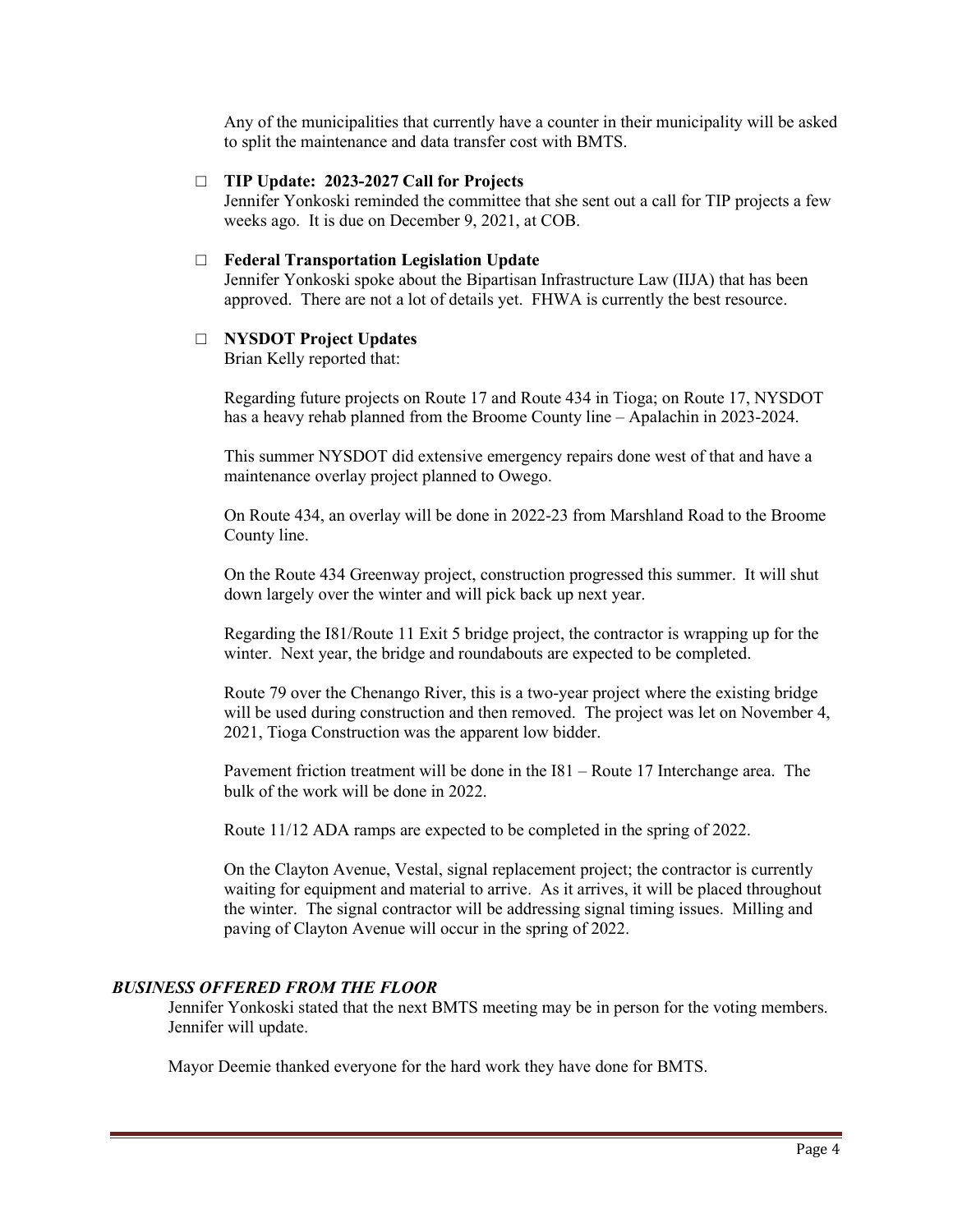Any of the municipalities that currently have a counter in their municipality will be asked to split the maintenance and data transfer cost with BMTS.

- **TIP Update: 2023-2027 Call for Projects**
  Jennifer Yonkoski reminded the committee that she sent out a call for TIP projects a few weeks ago. It is due on December 9, 2021, at COB.

- **Federal Transportation Legislation Update**
  Jennifer Yonkoski spoke about the Bipartisan Infrastructure Law (IIJA) that has been approved. There are not a lot of details yet. FHWA is currently the best resource.

- **NYSDOT Project Updates**
  Brian Kelly reported that:

  Regarding future projects on Route 17 and Route 434 in Tioga; on Route 17, NYSDOT has a heavy rehab planned from the Broome County line – Apalachin in 2023-2024.

  This summer NYSDOT did extensive emergency repairs done west of that and have a maintenance overlay project planned to Owego.

  On Route 434, an overlay will be done in 2022-23 from Marshland Road to the Broome County line.

  On the Route 434 Greenway project, construction progressed this summer. It will shut down largely over the winter and will pick back up next year.

  Regarding the I81/Route 11 Exit 5 bridge project, the contractor is wrapping up for the winter. Next year, the bridge and roundabouts are expected to be completed.

  Route 79 over the Chenango River, this is a two-year project where the existing bridge will be used during construction and then removed. The project was let on November 4, 2021, Tioga Construction was the apparent low bidder.

  Pavement friction treatment will be done in the I81 – Route 17 Interchange area. The bulk of the work will be done in 2022.

  Route 11/12 ADA ramps are expected to be completed in the spring of 2022.

  On the Clayton Avenue, Vestal, signal replacement project; the contractor is currently waiting for equipment and material to arrive. As it arrives, it will be placed throughout the winter. The signal contractor will be addressing signal timing issues. Milling and paving of Clayton Avenue will occur in the spring of 2022.

## *BUSINESS OFFERED FROM THE FLOOR*

Jennifer Yonkoski stated that the next BMTS meeting may be in person for the voting members. Jennifer will update.

Mayor Deemie thanked everyone for the hard work they have done for BMTS.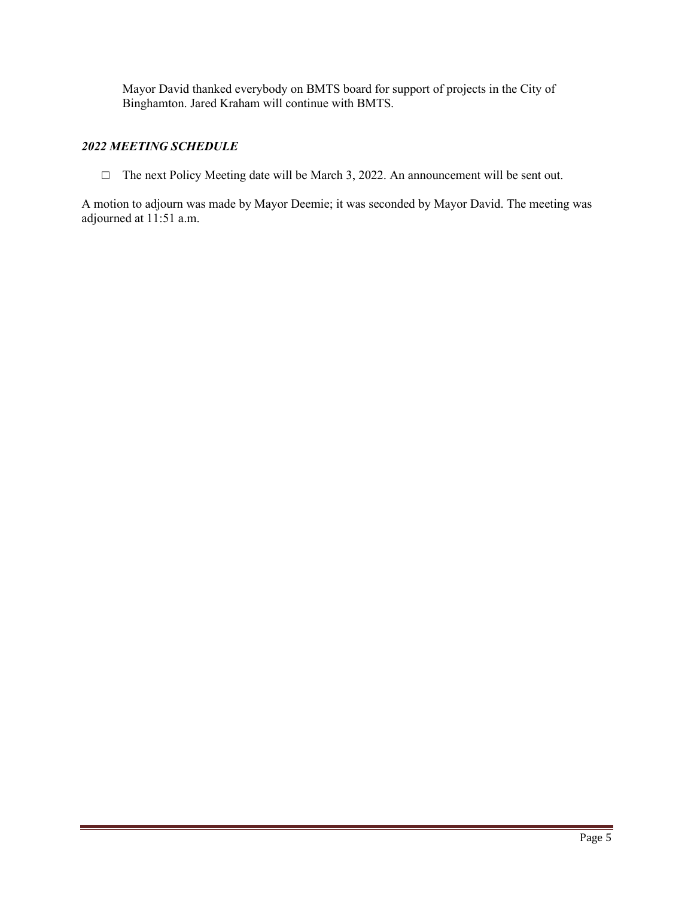Mayor David thanked everybody on BMTS board for support of projects in the City of Binghamton. Jared Kraham will continue with BMTS.

***2022 MEETING SCHEDULE***

- The next Policy Meeting date will be March 3, 2022. An announcement will be sent out.

A motion to adjourn was made by Mayor Deemie; it was seconded by Mayor David. The meeting was adjourned at 11:51 a.m.